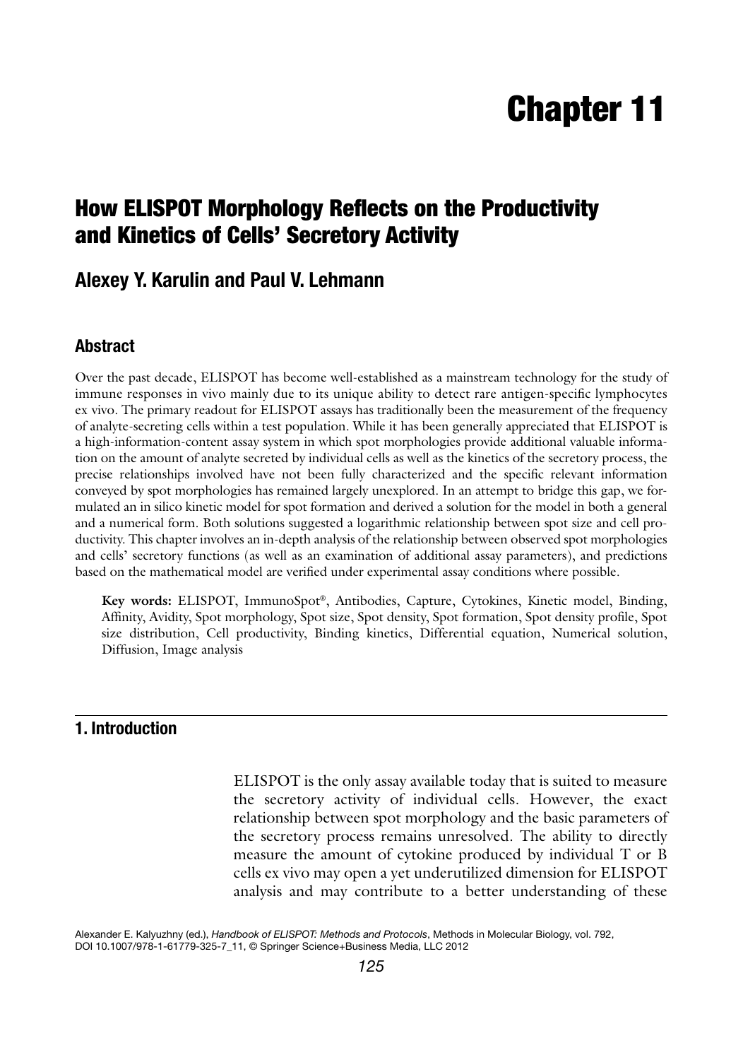# Chapter 11

## How ELISPOT Morphology Reflects on the Productivity and Kinetics of Cells' Secretory Activity

### Alexey Y. Karulin and Paul V. Lehmann

### Abstract

Over the past decade, ELISPOT has become well-established as a mainstream technology for the study of immune responses in vivo mainly due to its unique ability to detect rare antigen-specific lymphocytes ex vivo. The primary readout for ELISPOT assays has traditionally been the measurement of the frequency of analyte-secreting cells within a test population. While it has been generally appreciated that ELISPOT is a high-information-content assay system in which spot morphologies provide additional valuable information on the amount of analyte secreted by individual cells as well as the kinetics of the secretory process, the precise relationships involved have not been fully characterized and the specific relevant information conveyed by spot morphologies has remained largely unexplored. In an attempt to bridge this gap, we formulated an in silico kinetic model for spot formation and derived a solution for the model in both a general and a numerical form. Both solutions suggested a logarithmic relationship between spot size and cell productivity. This chapter involves an in-depth analysis of the relationship between observed spot morphologies and cells' secretory functions (as well as an examination of additional assay parameters), and predictions based on the mathematical model are verified under experimental assay conditions where possible.

**Key words:** ELISPOT, ImmunoSpot®, Antibodies, Capture, Cytokines, Kinetic model, Binding, Affinity, Avidity, Spot morphology, Spot size, Spot density, Spot formation, Spot density profile, Spot size distribution, Cell productivity, Binding kinetics, Differential equation, Numerical solution, Diffusion, Image analysis

## 1. Introduction

ELISPOT is the only assay available today that is suited to measure the secretory activity of individual cells. However, the exact relationship between spot morphology and the basic parameters of the secretory process remains unresolved. The ability to directly measure the amount of cytokine produced by individual T or B cells ex vivo may open a yet underutilized dimension for ELISPOT analysis and may contribute to a better understanding of these

Alexander E. Kalyuzhny (ed.), *Handbook of ELISPOT: Methods and Protocols*, Methods in Molecular Biology, vol. 792, DOI 10.1007/978-1-61779-325-7_11, © Springer Science+Business Media, LLC 2012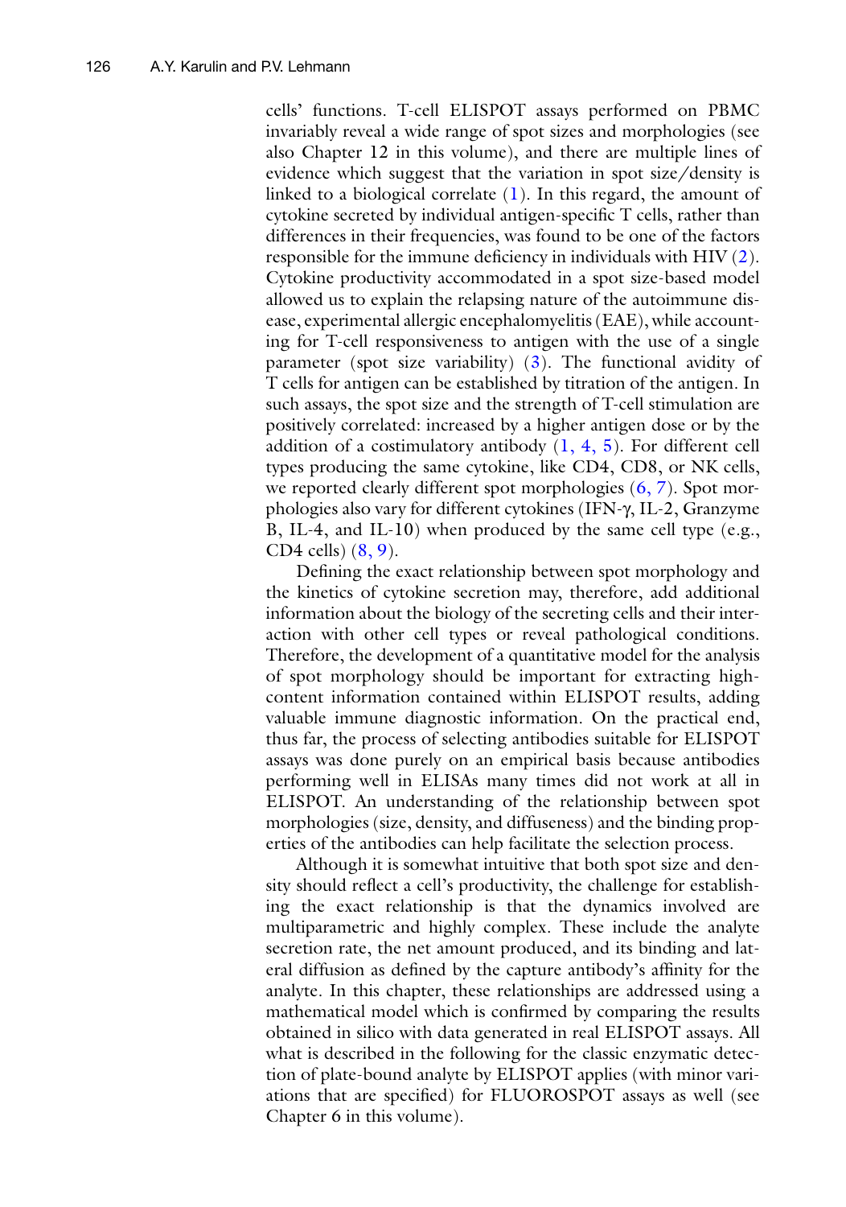cells' functions. T-cell ELISPOT assays performed on PBMC invariably reveal a wide range of spot sizes and morphologies (see also Chapter 12 in this volume), and there are multiple lines of evidence which suggest that the variation in spot size/density is linked to a biological correlate (1). In this regard, the amount of cytokine secreted by individual antigen-specific T cells, rather than differences in their frequencies, was found to be one of the factors responsible for the immune deficiency in individuals with HIV (2). Cytokine productivity accommodated in a spot size-based model allowed us to explain the relapsing nature of the autoimmune disease, experimental allergic encephalomyelitis (EAE), while accounting for T-cell responsiveness to antigen with the use of a single parameter (spot size variability) (3). The functional avidity of T cells for antigen can be established by titration of the antigen. In such assays, the spot size and the strength of T-cell stimulation are positively correlated: increased by a higher antigen dose or by the addition of a costimulatory antibody (1, 4, 5). For different cell types producing the same cytokine, like CD4, CD8, or NK cells, we reported clearly different spot morphologies (6, 7). Spot morphologies also vary for different cytokines (IFN-γ, IL-2, Granzyme B, IL-4, and IL-10) when produced by the same cell type (e.g., CD4 cells) (8, 9).

Defining the exact relationship between spot morphology and the kinetics of cytokine secretion may, therefore, add additional information about the biology of the secreting cells and their interaction with other cell types or reveal pathological conditions. Therefore, the development of a quantitative model for the analysis of spot morphology should be important for extracting high-content information contained within ELISPOT results, adding valuable immune diagnostic information. On the practical end, thus far, the process of selecting antibodies suitable for ELISPOT assays was done purely on an empirical basis because antibodies performing well in ELISAs many times did not work at all in ELISPOT. An understanding of the relationship between spot morphologies (size, density, and diffuseness) and the binding properties of the antibodies can help facilitate the selection process.

Although it is somewhat intuitive that both spot size and density should reflect a cell's productivity, the challenge for establishing the exact relationship is that the dynamics involved are multiparametric and highly complex. These include the analyte secretion rate, the net amount produced, and its binding and lateral diffusion as defined by the capture antibody's affinity for the analyte. In this chapter, these relationships are addressed using a mathematical model which is confirmed by comparing the results obtained in silico with data generated in real ELISPOT assays. All what is described in the following for the classic enzymatic detection of plate-bound analyte by ELISPOT applies (with minor variations that are specified) for FLUOROSPOT assays as well (see Chapter 6 in this volume).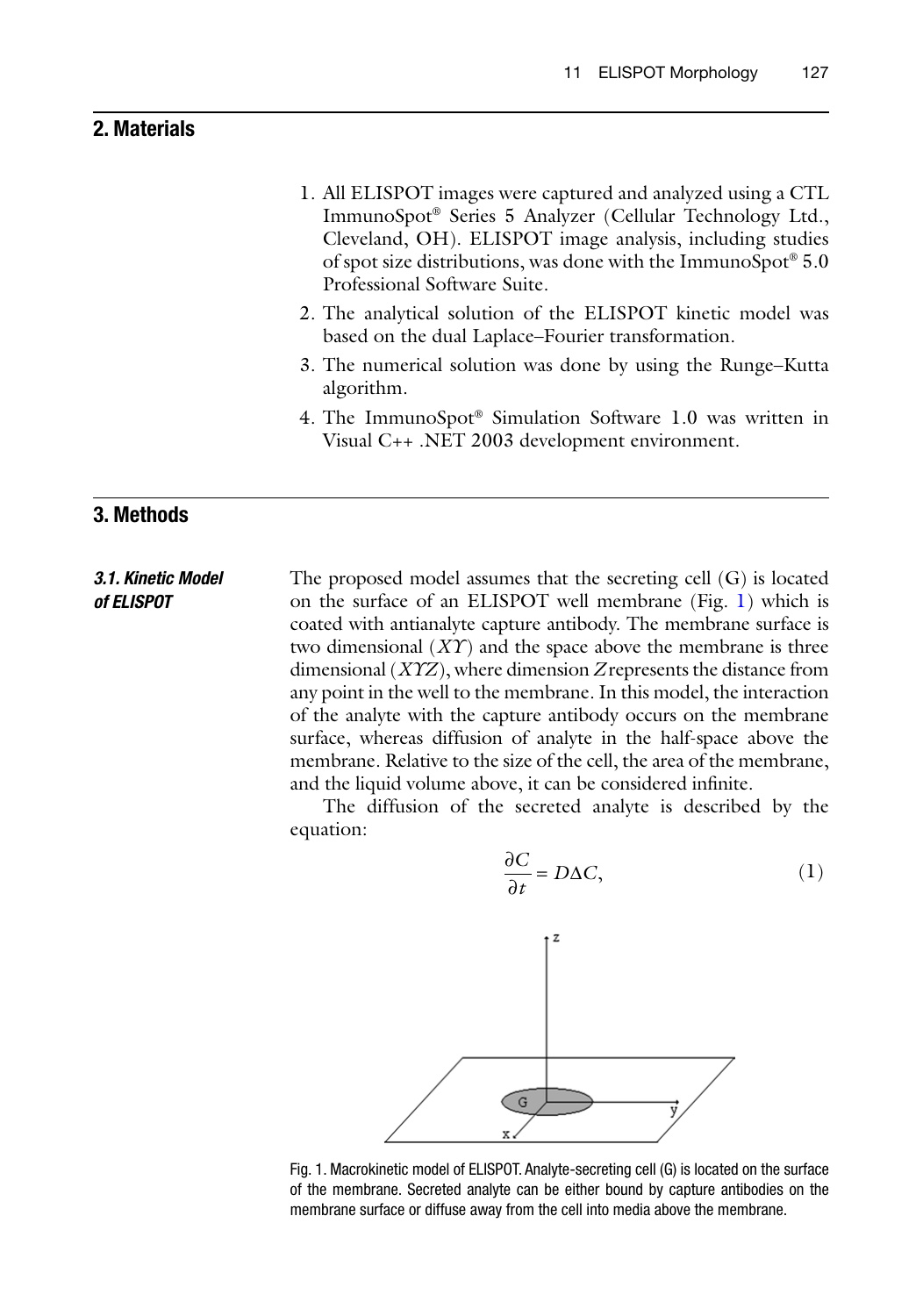## 2. Materials

1. All ELISPOT images were captured and analyzed using a CTL ImmunoSpot® Series 5 Analyzer (Cellular Technology Ltd., Cleveland, OH). ELISPOT image analysis, including studies of spot size distributions, was done with the ImmunoSpot® 5.0 Professional Software Suite.
2. The analytical solution of the ELISPOT kinetic model was based on the dual Laplace–Fourier transformation.
3. The numerical solution was done by using the Runge–Kutta algorithm.
4. The ImmunoSpot® Simulation Software 1.0 was written in Visual C++ .NET 2003 development environment.

## 3. Methods

### *3.1. Kinetic Model of ELISPOT*

The proposed model assumes that the secreting cell (G) is located on the surface of an ELISPOT well membrane (Fig. 1) which is coated with antianalyte capture antibody. The membrane surface is two dimensional (*XY*) and the space above the membrane is three dimensional (*XYZ*), where dimension *Z* represents the distance from any point in the well to the membrane. In this model, the interaction of the analyte with the capture antibody occurs on the membrane surface, whereas diffusion of analyte in the half-space above the membrane. Relative to the size of the cell, the area of the membrane, and the liquid volume above, it can be considered infinite.

The diffusion of the secreted analyte is described by the equation:

$$\frac{\partial C}{\partial t} = D\Delta C, \tag{1}$$

Fig. 1. Macrokinetic model of ELISPOT. Analyte-secreting cell (G) is located on the surface of the membrane. Secreted analyte can be either bound by capture antibodies on the membrane surface or diffuse away from the cell into media above the membrane.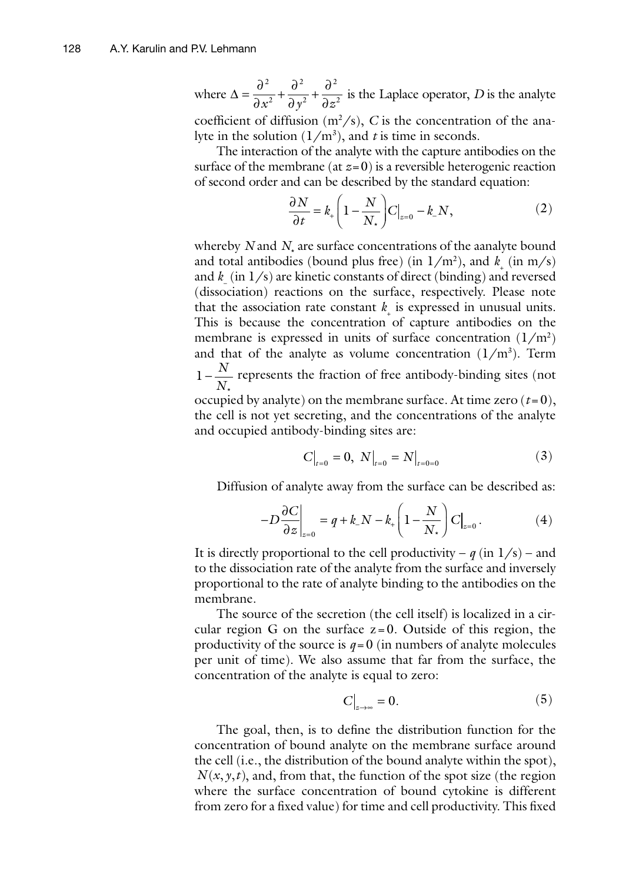where $\Delta = \frac{\partial^2}{\partial x^2} + \frac{\partial^2}{\partial y^2} + \frac{\partial^2}{\partial z^2}$ is the Laplace operator, $D$ is the analyte coefficient of diffusion ($m^2/s$), $C$ is the concentration of the analyte in the solution ($1/m^3$), and $t$ is time in seconds.

The interaction of the analyte with the capture antibodies on the surface of the membrane (at $z=0$) is a reversible heterogenic reaction of second order and can be described by the standard equation:

$$\frac{\partial N}{\partial t} = k_+ \left(1 - \frac{N}{N_*}\right) C\Big|_{z=0} - k_- N, \tag{2}$$

whereby $N$ and $N_*$ are surface concentrations of the aanalyte bound and total antibodies (bound plus free) (in $1/m^2$), and $k_+$ (in m/s) and $k_-$ (in 1/s) are kinetic constants of direct (binding) and reversed (dissociation) reactions on the surface, respectively. Please note that the association rate constant $k_+$ is expressed in unusual units. This is because the concentration of capture antibodies on the membrane is expressed in units of surface concentration ($1/m^2$) and that of the analyte as volume concentration ($1/m^3$). Term $1 - \frac{N}{N_*}$ represents the fraction of free antibody-binding sites (not occupied by analyte) on the membrane surface. At time zero ($t=0$), the cell is not yet secreting, and the concentrations of the analyte and occupied antibody-binding sites are:

$$C\Big|_{t=0} = 0,\ N\Big|_{t=0} = N\Big|_{t=0=0} \tag{3}$$

Diffusion of analyte away from the surface can be described as:

$$-D\frac{\partial C}{\partial z}\Big|_{z=0} = q + k_- N - k_+ \left(1 - \frac{N}{N_*}\right) C\Big|_{z=0}. \tag{4}$$

It is directly proportional to the cell productivity – $q$ (in 1/s) – and to the dissociation rate of the analyte from the surface and inversely proportional to the rate of analyte binding to the antibodies on the membrane.

The source of the secretion (the cell itself) is localized in a circular region G on the surface $z=0$. Outside of this region, the productivity of the source is $q=0$ (in numbers of analyte molecules per unit of time). We also assume that far from the surface, the concentration of the analyte is equal to zero:

$$C\Big|_{z \to \infty} = 0. \tag{5}$$

The goal, then, is to define the distribution function for the concentration of bound analyte on the membrane surface around the cell (i.e., the distribution of the bound analyte within the spot), $N(x, y, t)$, and, from that, the function of the spot size (the region where the surface concentration of bound cytokine is different from zero for a fixed value) for time and cell productivity. This fixed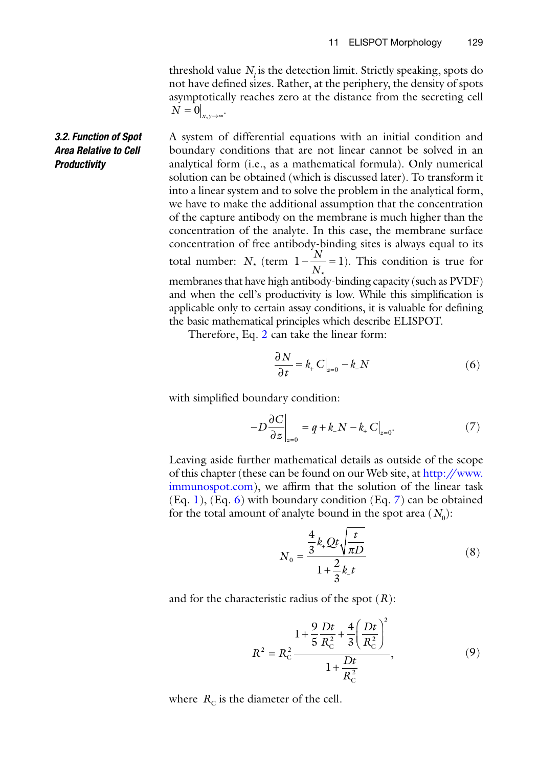threshold value $N_l$ is the detection limit. Strictly speaking, spots do not have defined sizes. Rather, at the periphery, the density of spots asymptotically reaches zero at the distance from the secreting cell $N = 0|_{x,y\to\infty}$.

### 3.2. Function of Spot Area Relative to Cell Productivity

A system of differential equations with an initial condition and boundary conditions that are not linear cannot be solved in an analytical form (i.e., as a mathematical formula). Only numerical solution can be obtained (which is discussed later). To transform it into a linear system and to solve the problem in the analytical form, we have to make the additional assumption that the concentration of the capture antibody on the membrane is much higher than the concentration of the analyte. In this case, the membrane surface concentration of free antibody-binding sites is always equal to its total number: $N_*$ (term $1 - \frac{N}{N_*} = 1$). This condition is true for membranes that have high antibody-binding capacity (such as PVDF) and when the cell's productivity is low. While this simplification is applicable only to certain assay conditions, it is valuable for defining the basic mathematical principles which describe ELISPOT.

Therefore, Eq. 2 can take the linear form:

$$\frac{\partial N}{\partial t} = k_+ C|_{z=0} - k_- N \tag{6}$$

with simplified boundary condition:

$$-D\frac{\partial C}{\partial z}\bigg|_{z=0} = q + k_- N - k_+ C|_{z=0}. \tag{7}$$

Leaving aside further mathematical details as outside of the scope of this chapter (these can be found on our Web site, at http://www.immunospot.com), we affirm that the solution of the linear task (Eq. 1), (Eq. 6) with boundary condition (Eq. 7) can be obtained for the total amount of analyte bound in the spot area ($N_0$):

$$N_0 = \frac{\frac{4}{3}k_+ Qt\sqrt{\frac{t}{\pi D}}}{1 + \frac{2}{3}k_- t} \tag{8}$$

and for the characteristic radius of the spot ($R$):

$$R^2 = R_C^2 \frac{1 + \frac{9}{5}\frac{Dt}{R_C^2} + \frac{4}{3}\left(\frac{Dt}{R_C^2}\right)^2}{1 + \frac{Dt}{R_C^2}}, \tag{9}$$

where $R_C$ is the diameter of the cell.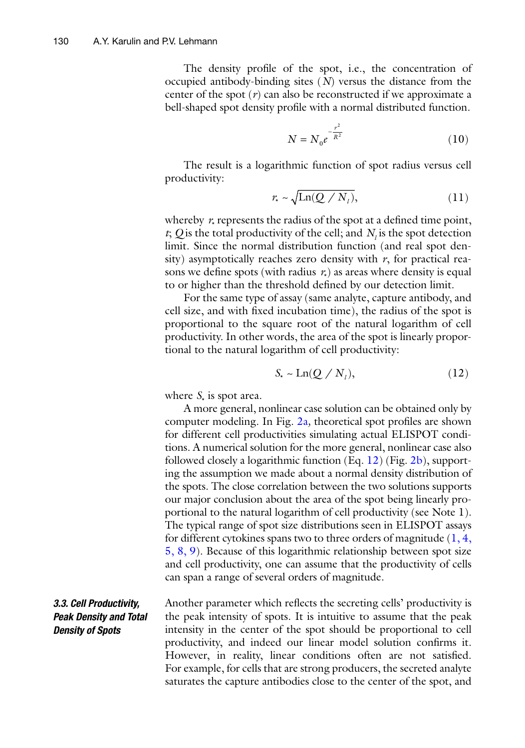The density profile of the spot, i.e., the concentration of occupied antibody-binding sites ($N$) versus the distance from the center of the spot ($r$) can also be reconstructed if we approximate a bell-shaped spot density profile with a normal distributed function.

$$N = N_0 e^{-\frac{r^2}{R^2}} \tag{10}$$

The result is a logarithmic function of spot radius versus cell productivity:

$$r_* \sim \sqrt{\mathrm{Ln}(Q / N_l)}, \tag{11}$$

whereby $r_*$ represents the radius of the spot at a defined time point, $t$; $Q$ is the total productivity of the cell; and $N_l$ is the spot detection limit. Since the normal distribution function (and real spot density) asymptotically reaches zero density with $r$, for practical reasons we define spots (with radius $r_*$) as areas where density is equal to or higher than the threshold defined by our detection limit.

For the same type of assay (same analyte, capture antibody, and cell size, and with fixed incubation time), the radius of the spot is proportional to the square root of the natural logarithm of cell productivity. In other words, the area of the spot is linearly proportional to the natural logarithm of cell productivity:

$$S_* \sim \mathrm{Ln}(Q / N_l), \tag{12}$$

where $S_*$ is spot area.

A more general, nonlinear case solution can be obtained only by computer modeling. In Fig. 2a, theoretical spot profiles are shown for different cell productivities simulating actual ELISPOT conditions. A numerical solution for the more general, nonlinear case also followed closely a logarithmic function (Eq. 12) (Fig. 2b), supporting the assumption we made about a normal density distribution of the spots. The close correlation between the two solutions supports our major conclusion about the area of the spot being linearly proportional to the natural logarithm of cell productivity (see Note 1). The typical range of spot size distributions seen in ELISPOT assays for different cytokines spans two to three orders of magnitude (1, 4, 5, 8, 9). Because of this logarithmic relationship between spot size and cell productivity, one can assume that the productivity of cells can span a range of several orders of magnitude.

### 3.3. Cell Productivity, Peak Density and Total Density of Spots

Another parameter which reflects the secreting cells' productivity is the peak intensity of spots. It is intuitive to assume that the peak intensity in the center of the spot should be proportional to cell productivity, and indeed our linear model solution confirms it. However, in reality, linear conditions often are not satisfied. For example, for cells that are strong producers, the secreted analyte saturates the capture antibodies close to the center of the spot, and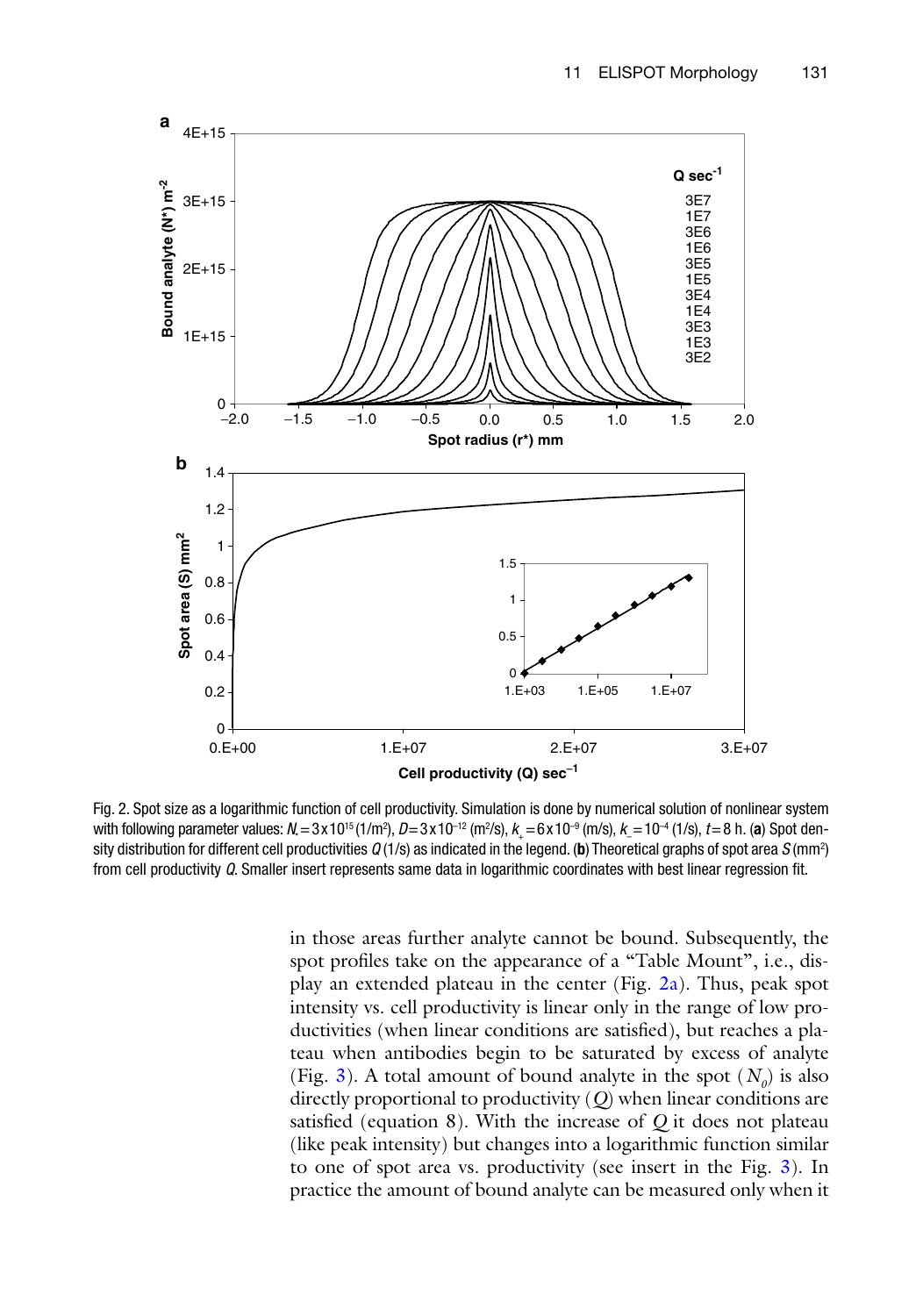Fig. 2. Spot size as a logarithmic function of cell productivity. Simulation is done by numerical solution of nonlinear system with following parameter values: $N_s = 3\times10^{15}$ (1/m²), $D = 3\times10^{-12}$ (m²/s), $k_+ = 6\times10^{-9}$ (m/s), $k_- = 10^{-4}$ (1/s), $t = 8$ h. (**a**) Spot density distribution for different cell productivities $Q$ (1/s) as indicated in the legend. (**b**) Theoretical graphs of spot area $S$ (mm²) from cell productivity $Q$. Smaller insert represents same data in logarithmic coordinates with best linear regression fit.

in those areas further analyte cannot be bound. Subsequently, the spot profiles take on the appearance of a "Table Mount", i.e., display an extended plateau in the center (Fig. 2a). Thus, peak spot intensity vs. cell productivity is linear only in the range of low productivities (when linear conditions are satisfied), but reaches a plateau when antibodies begin to be saturated by excess of analyte (Fig. 3). A total amount of bound analyte in the spot ($N_0$) is also directly proportional to productivity ($Q$) when linear conditions are satisfied (equation 8). With the increase of $Q$ it does not plateau (like peak intensity) but changes into a logarithmic function similar to one of spot area vs. productivity (see insert in the Fig. 3). In practice the amount of bound analyte can be measured only when it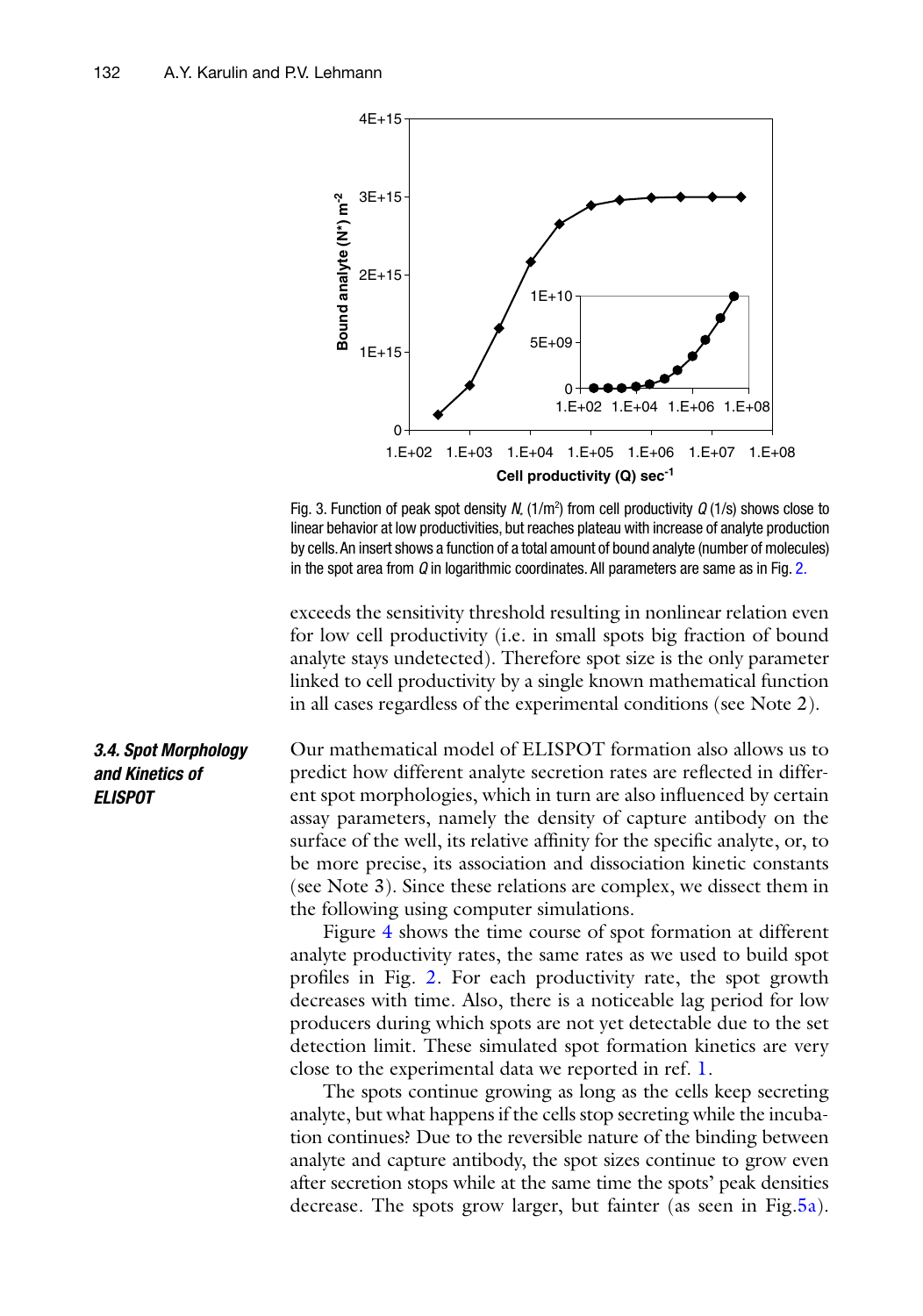Fig. 3. Function of peak spot density $N_*$ (1/m$^2$) from cell productivity $Q$ (1/s) shows close to linear behavior at low productivities, but reaches plateau with increase of analyte production by cells. An insert shows a function of a total amount of bound analyte (number of molecules) in the spot area from $Q$ in logarithmic coordinates. All parameters are same as in Fig. 2.

exceeds the sensitivity threshold resulting in nonlinear relation even for low cell productivity (i.e. in small spots big fraction of bound analyte stays undetected). Therefore spot size is the only parameter linked to cell productivity by a single known mathematical function in all cases regardless of the experimental conditions (see Note 2).

### *3.4. Spot Morphology and Kinetics of ELISPOT*

Our mathematical model of ELISPOT formation also allows us to predict how different analyte secretion rates are reflected in different spot morphologies, which in turn are also influenced by certain assay parameters, namely the density of capture antibody on the surface of the well, its relative affinity for the specific analyte, or, to be more precise, its association and dissociation kinetic constants (see Note 3). Since these relations are complex, we dissect them in the following using computer simulations.

Figure 4 shows the time course of spot formation at different analyte productivity rates, the same rates as we used to build spot profiles in Fig. 2. For each productivity rate, the spot growth decreases with time. Also, there is a noticeable lag period for low producers during which spots are not yet detectable due to the set detection limit. These simulated spot formation kinetics are very close to the experimental data we reported in ref. 1.

The spots continue growing as long as the cells keep secreting analyte, but what happens if the cells stop secreting while the incubation continues? Due to the reversible nature of the binding between analyte and capture antibody, the spot sizes continue to grow even after secretion stops while at the same time the spots' peak densities decrease. The spots grow larger, but fainter (as seen in Fig. 5a).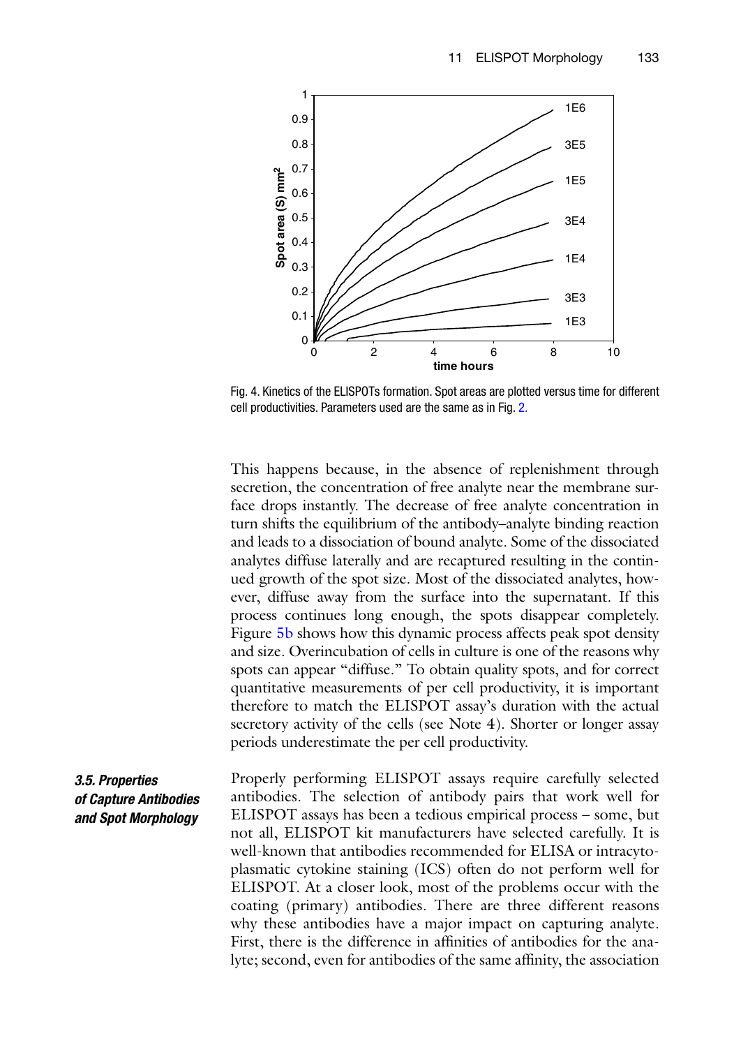1
0.9
0.8
0.7
0.6
0.5
0.4
0.3
0.2
0.1
0

Spot area (S) mm$^2$

0 2 4 6 8 10

time hours

1E6
3E5
1E5
3E4
1E4
3E3
1E3

Fig. 4. Kinetics of the ELISPOTs formation. Spot areas are plotted versus time for different cell productivities. Parameters used are the same as in Fig. 2.

This happens because, in the absence of replenishment through secretion, the concentration of free analyte near the membrane surface drops instantly. The decrease of free analyte concentration in turn shifts the equilibrium of the antibody–analyte binding reaction and leads to a dissociation of bound analyte. Some of the dissociated analytes diffuse laterally and are recaptured resulting in the continued growth of the spot size. Most of the dissociated analytes, however, diffuse away from the surface into the supernatant. If this process continues long enough, the spots disappear completely. Figure 5b shows how this dynamic process affects peak spot density and size. Overincubation of cells in culture is one of the reasons why spots can appear "diffuse." To obtain quality spots, and for correct quantitative measurements of per cell productivity, it is important therefore to match the ELISPOT assay's duration with the actual secretory activity of the cells (see Note 4). Shorter or longer assay periods underestimate the per cell productivity.

### *3.5. Properties of Capture Antibodies and Spot Morphology*

Properly performing ELISPOT assays require carefully selected antibodies. The selection of antibody pairs that work well for ELISPOT assays has been a tedious empirical process – some, but not all, ELISPOT kit manufacturers have selected carefully. It is well-known that antibodies recommended for ELISA or intracytoplasmatic cytokine staining (ICS) often do not perform well for ELISPOT. At a closer look, most of the problems occur with the coating (primary) antibodies. There are three different reasons why these antibodies have a major impact on capturing analyte. First, there is the difference in affinities of antibodies for the analyte; second, even for antibodies of the same affinity, the association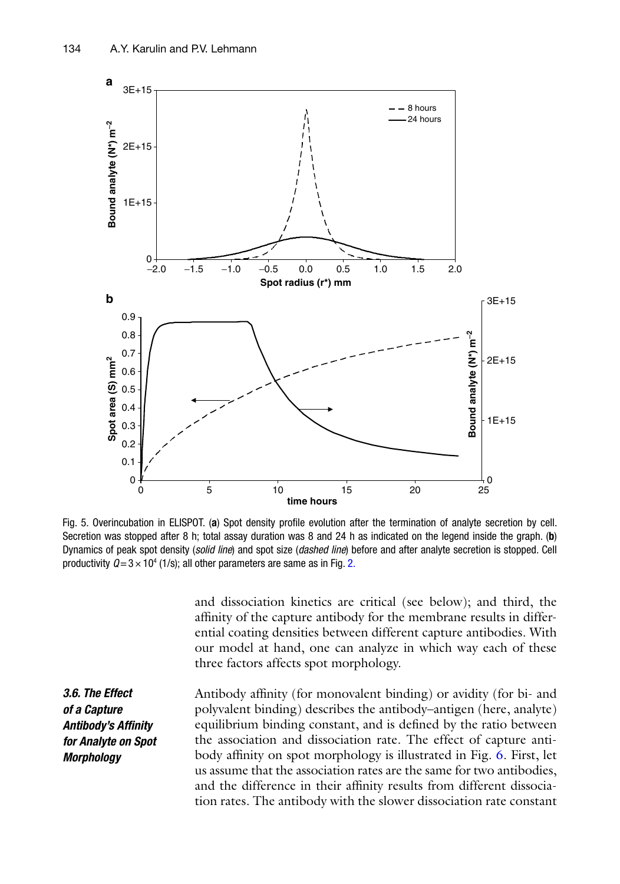Fig. 5. Overincubation in ELISPOT. (**a**) Spot density profile evolution after the termination of analyte secretion by cell. Secretion was stopped after 8 h; total assay duration was 8 and 24 h as indicated on the legend inside the graph. (**b**) Dynamics of peak spot density (*solid line*) and spot size (*dashed line*) before and after analyte secretion is stopped. Cell productivity $Q = 3 \times 10^4$ (1/s); all other parameters are same as in Fig. 2.

and dissociation kinetics are critical (see below); and third, the affinity of the capture antibody for the membrane results in differential coating densities between different capture antibodies. With our model at hand, one can analyze in which way each of these three factors affects spot morphology.

### *3.6. The Effect of a Capture Antibody's Affinity for Analyte on Spot Morphology*

Antibody affinity (for monovalent binding) or avidity (for bi- and polyvalent binding) describes the antibody–antigen (here, analyte) equilibrium binding constant, and is defined by the ratio between the association and dissociation rate. The effect of capture antibody affinity on spot morphology is illustrated in Fig. 6. First, let us assume that the association rates are the same for two antibodies, and the difference in their affinity results from different dissociation rates. The antibody with the slower dissociation rate constant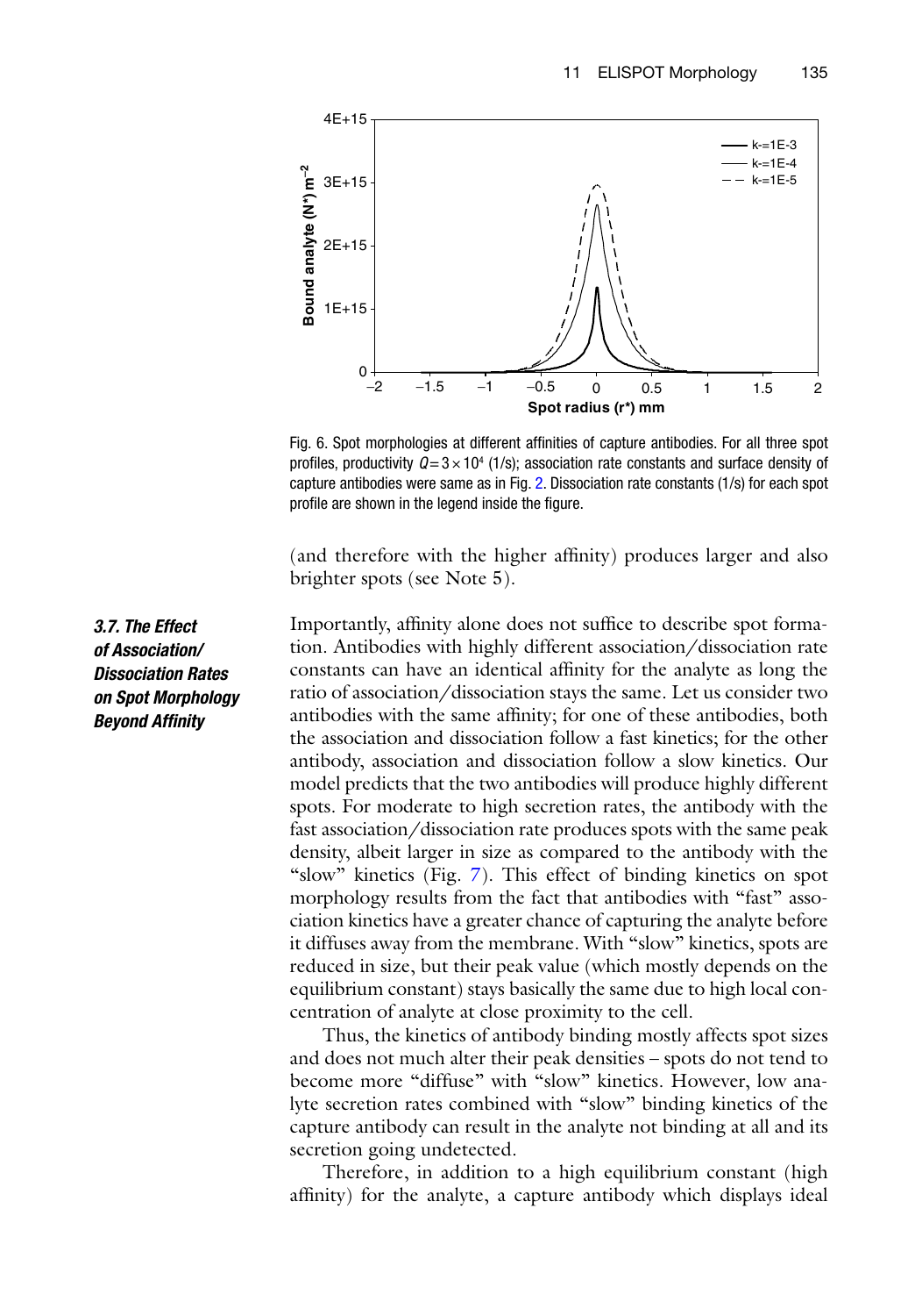Fig. 6. Spot morphologies at different affinities of capture antibodies. For all three spot profiles, productivity $Q = 3 \times 10^4$ (1/s); association rate constants and surface density of capture antibodies were same as in Fig. 2. Dissociation rate constants (1/s) for each spot profile are shown in the legend inside the figure.

(and therefore with the higher affinity) produces larger and also brighter spots (see Note 5).

### *3.7. The Effect of Association/Dissociation Rates on Spot Morphology Beyond Affinity*

Importantly, affinity alone does not suffice to describe spot formation. Antibodies with highly different association/dissociation rate constants can have an identical affinity for the analyte as long the ratio of association/dissociation stays the same. Let us consider two antibodies with the same affinity; for one of these antibodies, both the association and dissociation follow a fast kinetics; for the other antibody, association and dissociation follow a slow kinetics. Our model predicts that the two antibodies will produce highly different spots. For moderate to high secretion rates, the antibody with the fast association/dissociation rate produces spots with the same peak density, albeit larger in size as compared to the antibody with the "slow" kinetics (Fig. 7). This effect of binding kinetics on spot morphology results from the fact that antibodies with "fast" association kinetics have a greater chance of capturing the analyte before it diffuses away from the membrane. With "slow" kinetics, spots are reduced in size, but their peak value (which mostly depends on the equilibrium constant) stays basically the same due to high local concentration of analyte at close proximity to the cell.

Thus, the kinetics of antibody binding mostly affects spot sizes and does not much alter their peak densities – spots do not tend to become more "diffuse" with "slow" kinetics. However, low analyte secretion rates combined with "slow" binding kinetics of the capture antibody can result in the analyte not binding at all and its secretion going undetected.

Therefore, in addition to a high equilibrium constant (high affinity) for the analyte, a capture antibody which displays ideal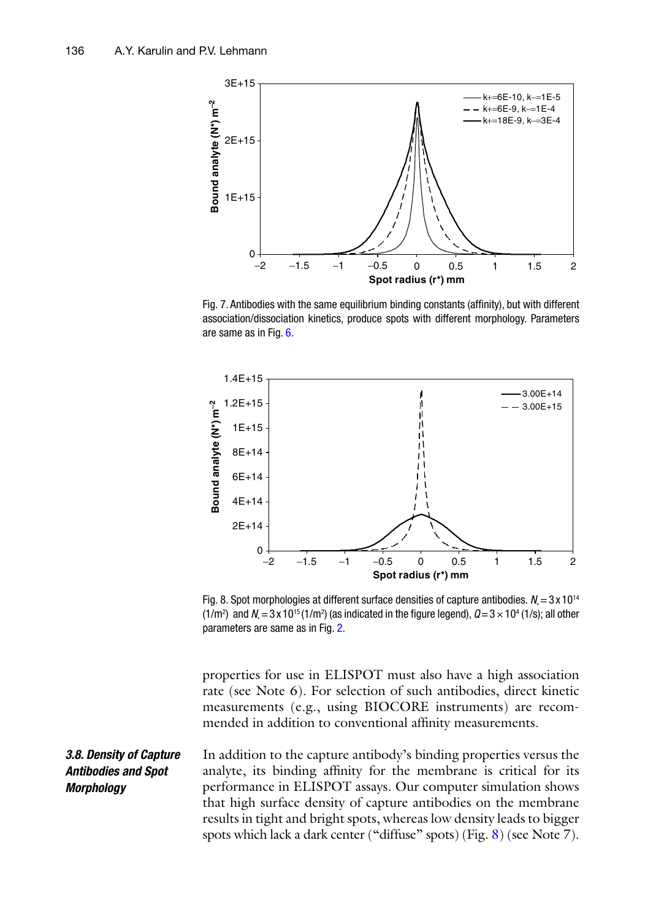Fig. 7. Antibodies with the same equilibrium binding constants (affinity), but with different association/dissociation kinetics, produce spots with different morphology. Parameters are same as in Fig. 6.

Fig. 8. Spot morphologies at different surface densities of capture antibodies. $N_* = 3 \times 10^{14}$ (1/m$^2$) and $N_* = 3 \times 10^{15}$ (1/m$^2$) (as indicated in the figure legend), $Q = 3 \times 10^4$ (1/s); all other parameters are same as in Fig. 2.

properties for use in ELISPOT must also have a high association rate (see Note 6). For selection of such antibodies, direct kinetic measurements (e.g., using BIOCORE instruments) are recommended in addition to conventional affinity measurements.

### *3.8. Density of Capture Antibodies and Spot Morphology*

In addition to the capture antibody's binding properties versus the analyte, its binding affinity for the membrane is critical for its performance in ELISPOT assays. Our computer simulation shows that high surface density of capture antibodies on the membrane results in tight and bright spots, whereas low density leads to bigger spots which lack a dark center ("diffuse" spots) (Fig. 8) (see Note 7).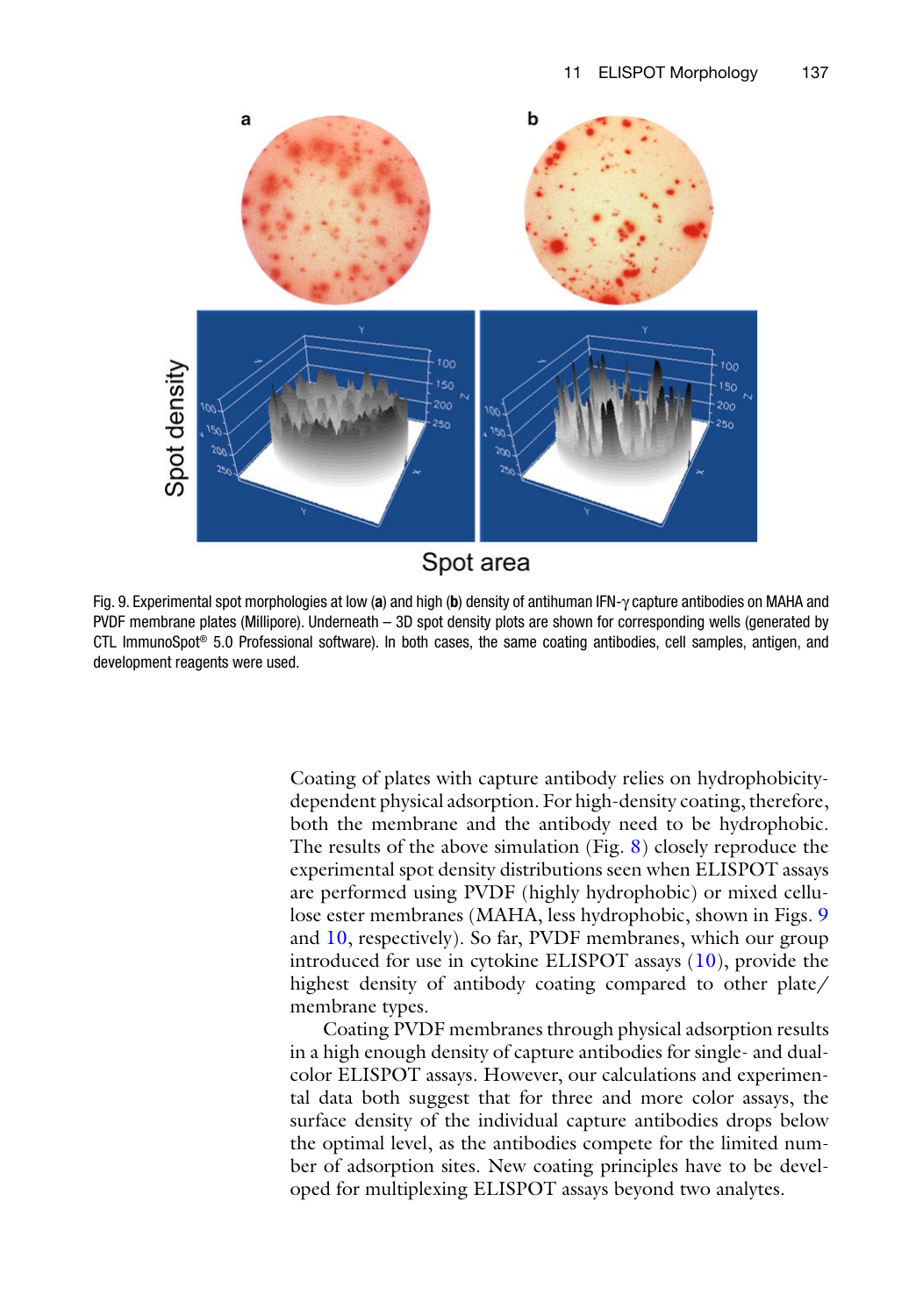Fig. 9. Experimental spot morphologies at low (**a**) and high (**b**) density of antihuman IFN-γ capture antibodies on MAHA and PVDF membrane plates (Millipore). Underneath – 3D spot density plots are shown for corresponding wells (generated by CTL ImmunoSpot® 5.0 Professional software). In both cases, the same coating antibodies, cell samples, antigen, and development reagents were used.

Coating of plates with capture antibody relies on hydrophobicity-dependent physical adsorption. For high-density coating, therefore, both the membrane and the antibody need to be hydrophobic. The results of the above simulation (Fig. 8) closely reproduce the experimental spot density distributions seen when ELISPOT assays are performed using PVDF (highly hydrophobic) or mixed cellulose ester membranes (MAHA, less hydrophobic, shown in Figs. 9 and 10, respectively). So far, PVDF membranes, which our group introduced for use in cytokine ELISPOT assays (10), provide the highest density of antibody coating compared to other plate/membrane types.

Coating PVDF membranes through physical adsorption results in a high enough density of capture antibodies for single- and dual-color ELISPOT assays. However, our calculations and experimental data both suggest that for three and more color assays, the surface density of the individual capture antibodies drops below the optimal level, as the antibodies compete for the limited number of adsorption sites. New coating principles have to be developed for multiplexing ELISPOT assays beyond two analytes.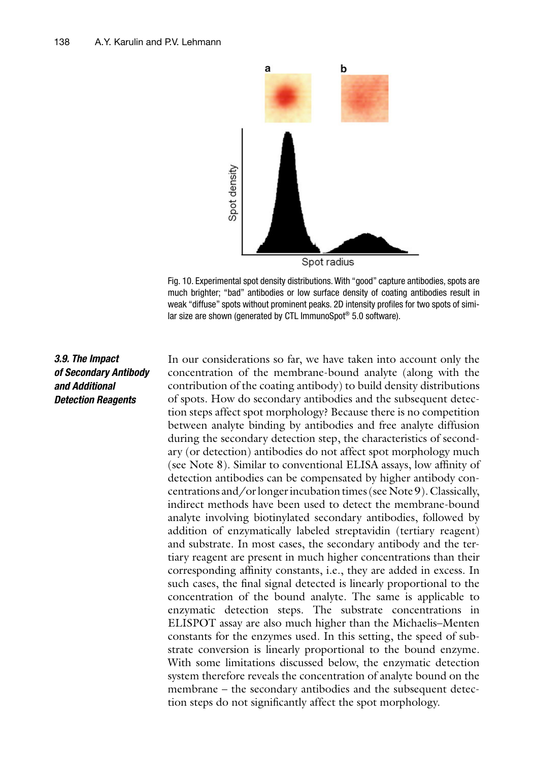Fig. 10. Experimental spot density distributions. With "good" capture antibodies, spots are much brighter; "bad" antibodies or low surface density of coating antibodies result in weak "diffuse" spots without prominent peaks. 2D intensity profiles for two spots of similar size are shown (generated by CTL ImmunoSpot® 5.0 software).

### 3.9. The Impact of Secondary Antibody and Additional Detection Reagents

In our considerations so far, we have taken into account only the concentration of the membrane-bound analyte (along with the contribution of the coating antibody) to build density distributions of spots. How do secondary antibodies and the subsequent detection steps affect spot morphology? Because there is no competition between analyte binding by antibodies and free analyte diffusion during the secondary detection step, the characteristics of secondary (or detection) antibodies do not affect spot morphology much (see Note 8). Similar to conventional ELISA assays, low affinity of detection antibodies can be compensated by higher antibody concentrations and/or longer incubation times (see Note 9). Classically, indirect methods have been used to detect the membrane-bound analyte involving biotinylated secondary antibodies, followed by addition of enzymatically labeled streptavidin (tertiary reagent) and substrate. In most cases, the secondary antibody and the tertiary reagent are present in much higher concentrations than their corresponding affinity constants, i.e., they are added in excess. In such cases, the final signal detected is linearly proportional to the concentration of the bound analyte. The same is applicable to enzymatic detection steps. The substrate concentrations in ELISPOT assay are also much higher than the Michaelis–Menten constants for the enzymes used. In this setting, the speed of substrate conversion is linearly proportional to the bound enzyme. With some limitations discussed below, the enzymatic detection system therefore reveals the concentration of analyte bound on the membrane – the secondary antibodies and the subsequent detection steps do not significantly affect the spot morphology.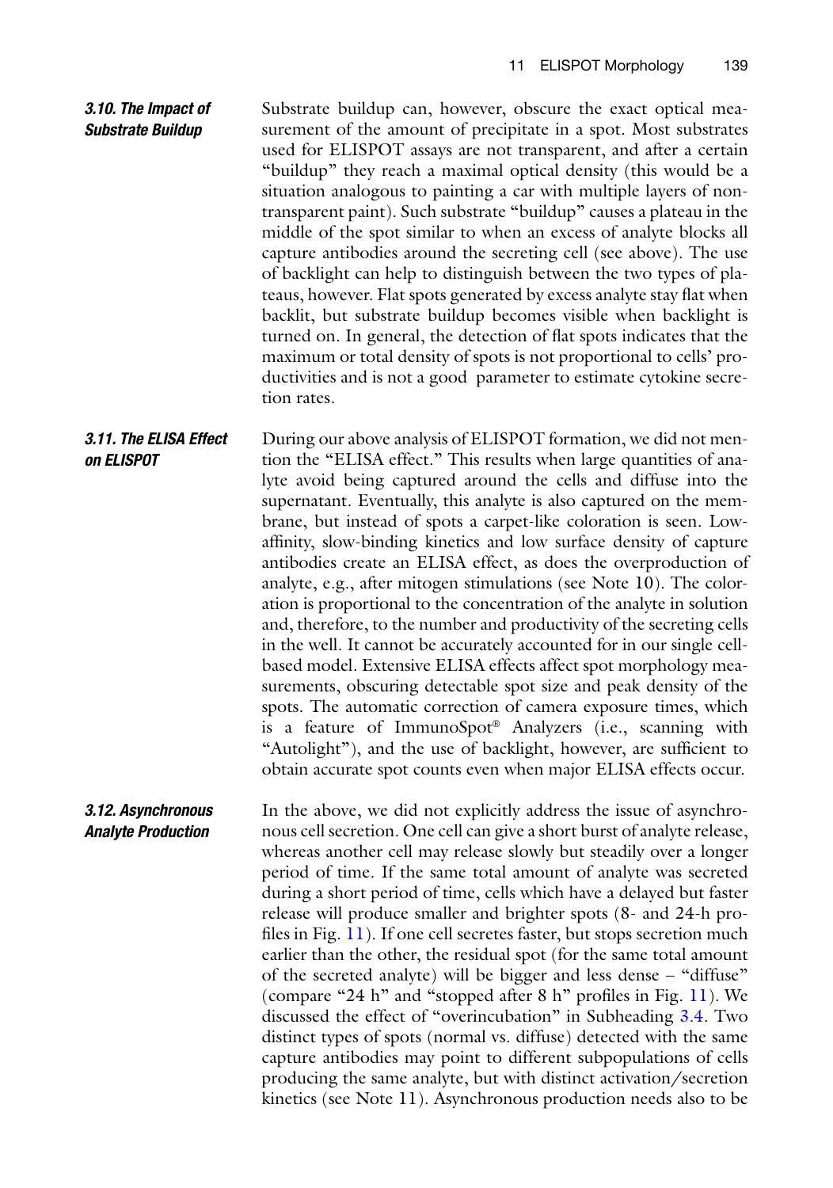### 3.10. The Impact of Substrate Buildup

Substrate buildup can, however, obscure the exact optical measurement of the amount of precipitate in a spot. Most substrates used for ELISPOT assays are not transparent, and after a certain "buildup" they reach a maximal optical density (this would be a situation analogous to painting a car with multiple layers of non-transparent paint). Such substrate "buildup" causes a plateau in the middle of the spot similar to when an excess of analyte blocks all capture antibodies around the secreting cell (see above). The use of backlight can help to distinguish between the two types of plateaus, however. Flat spots generated by excess analyte stay flat when backlit, but substrate buildup becomes visible when backlight is turned on. In general, the detection of flat spots indicates that the maximum or total density of spots is not proportional to cells' productivities and is not a good parameter to estimate cytokine secretion rates.

### 3.11. The ELISA Effect on ELISPOT

During our above analysis of ELISPOT formation, we did not mention the "ELISA effect." This results when large quantities of analyte avoid being captured around the cells and diffuse into the supernatant. Eventually, this analyte is also captured on the membrane, but instead of spots a carpet-like coloration is seen. Low-affinity, slow-binding kinetics and low surface density of capture antibodies create an ELISA effect, as does the overproduction of analyte, e.g., after mitogen stimulations (see Note 10). The coloration is proportional to the concentration of the analyte in solution and, therefore, to the number and productivity of the secreting cells in the well. It cannot be accurately accounted for in our single cell-based model. Extensive ELISA effects affect spot morphology measurements, obscuring detectable spot size and peak density of the spots. The automatic correction of camera exposure times, which is a feature of ImmunoSpot® Analyzers (i.e., scanning with "Autolight"), and the use of backlight, however, are sufficient to obtain accurate spot counts even when major ELISA effects occur.

### 3.12. Asynchronous Analyte Production

In the above, we did not explicitly address the issue of asynchronous cell secretion. One cell can give a short burst of analyte release, whereas another cell may release slowly but steadily over a longer period of time. If the same total amount of analyte was secreted during a short period of time, cells which have a delayed but faster release will produce smaller and brighter spots (8- and 24-h profiles in Fig. 11). If one cell secretes faster, but stops secretion much earlier than the other, the residual spot (for the same total amount of the secreted analyte) will be bigger and less dense – "diffuse" (compare "24 h" and "stopped after 8 h" profiles in Fig. 11). We discussed the effect of "overincubation" in Subheading 3.4. Two distinct types of spots (normal vs. diffuse) detected with the same capture antibodies may point to different subpopulations of cells producing the same analyte, but with distinct activation/secretion kinetics (see Note 11). Asynchronous production needs also to be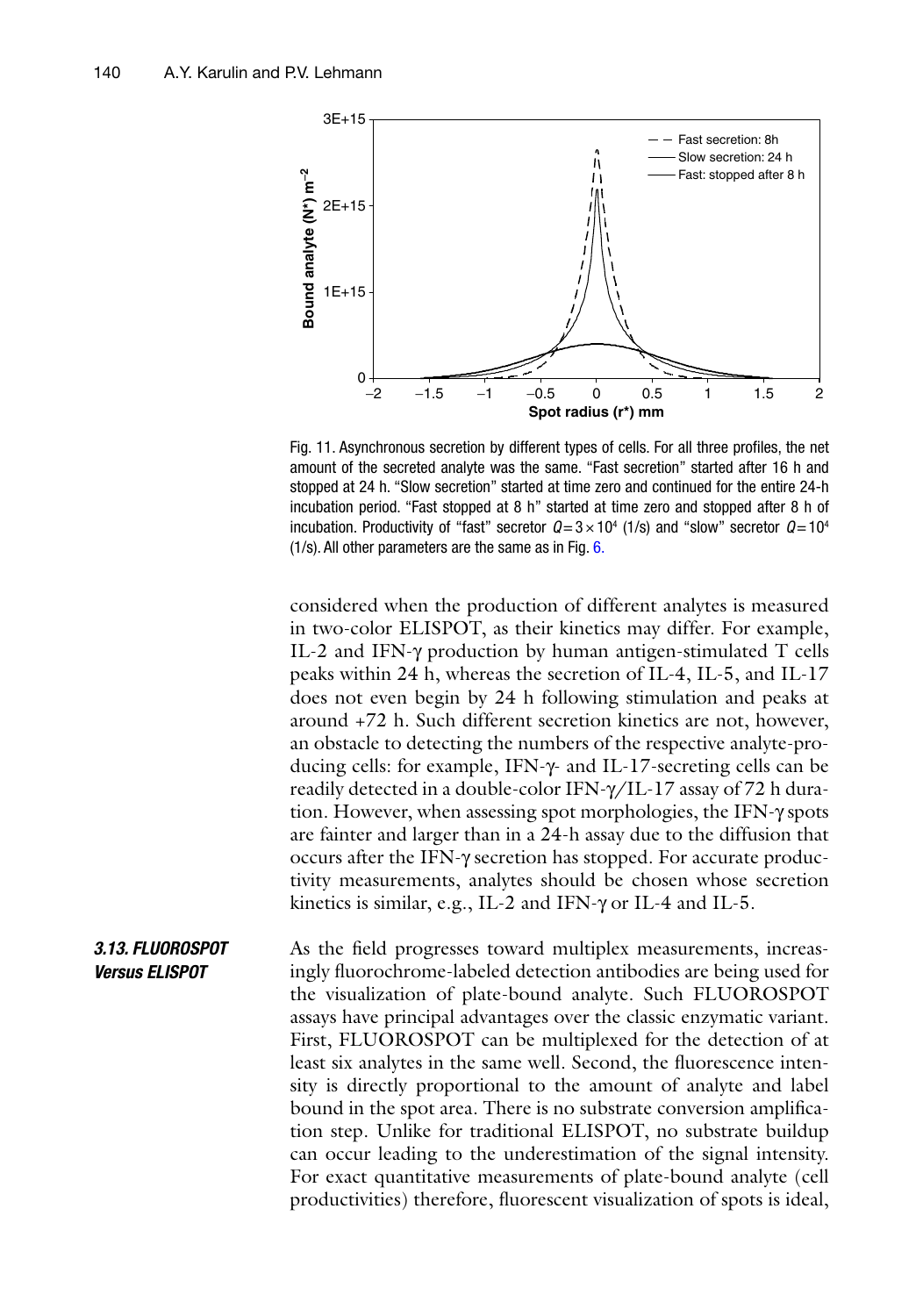Fig. 11. Asynchronous secretion by different types of cells. For all three profiles, the net amount of the secreted analyte was the same. "Fast secretion" started after 16 h and stopped at 24 h. "Slow secretion" started at time zero and continued for the entire 24-h incubation period. "Fast stopped at 8 h" started at time zero and stopped after 8 h of incubation. Productivity of "fast" secretor $Q = 3 \times 10^4$ (1/s) and "slow" secretor $Q = 10^4$ (1/s). All other parameters are the same as in Fig. 6.

considered when the production of different analytes is measured in two-color ELISPOT, as their kinetics may differ. For example, IL-2 and IFN-γ production by human antigen-stimulated T cells peaks within 24 h, whereas the secretion of IL-4, IL-5, and IL-17 does not even begin by 24 h following stimulation and peaks at around +72 h. Such different secretion kinetics are not, however, an obstacle to detecting the numbers of the respective analyte-producing cells: for example, IFN-γ- and IL-17-secreting cells can be readily detected in a double-color IFN-γ/IL-17 assay of 72 h duration. However, when assessing spot morphologies, the IFN-γ spots are fainter and larger than in a 24-h assay due to the diffusion that occurs after the IFN-γ secretion has stopped. For accurate productivity measurements, analytes should be chosen whose secretion kinetics is similar, e.g., IL-2 and IFN-γ or IL-4 and IL-5.

### 3.13. FLUOROSPOT Versus ELISPOT

As the field progresses toward multiplex measurements, increasingly fluorochrome-labeled detection antibodies are being used for the visualization of plate-bound analyte. Such FLUOROSPOT assays have principal advantages over the classic enzymatic variant. First, FLUOROSPOT can be multiplexed for the detection of at least six analytes in the same well. Second, the fluorescence intensity is directly proportional to the amount of analyte and label bound in the spot area. There is no substrate conversion amplification step. Unlike for traditional ELISPOT, no substrate buildup can occur leading to the underestimation of the signal intensity. For exact quantitative measurements of plate-bound analyte (cell productivities) therefore, fluorescent visualization of spots is ideal,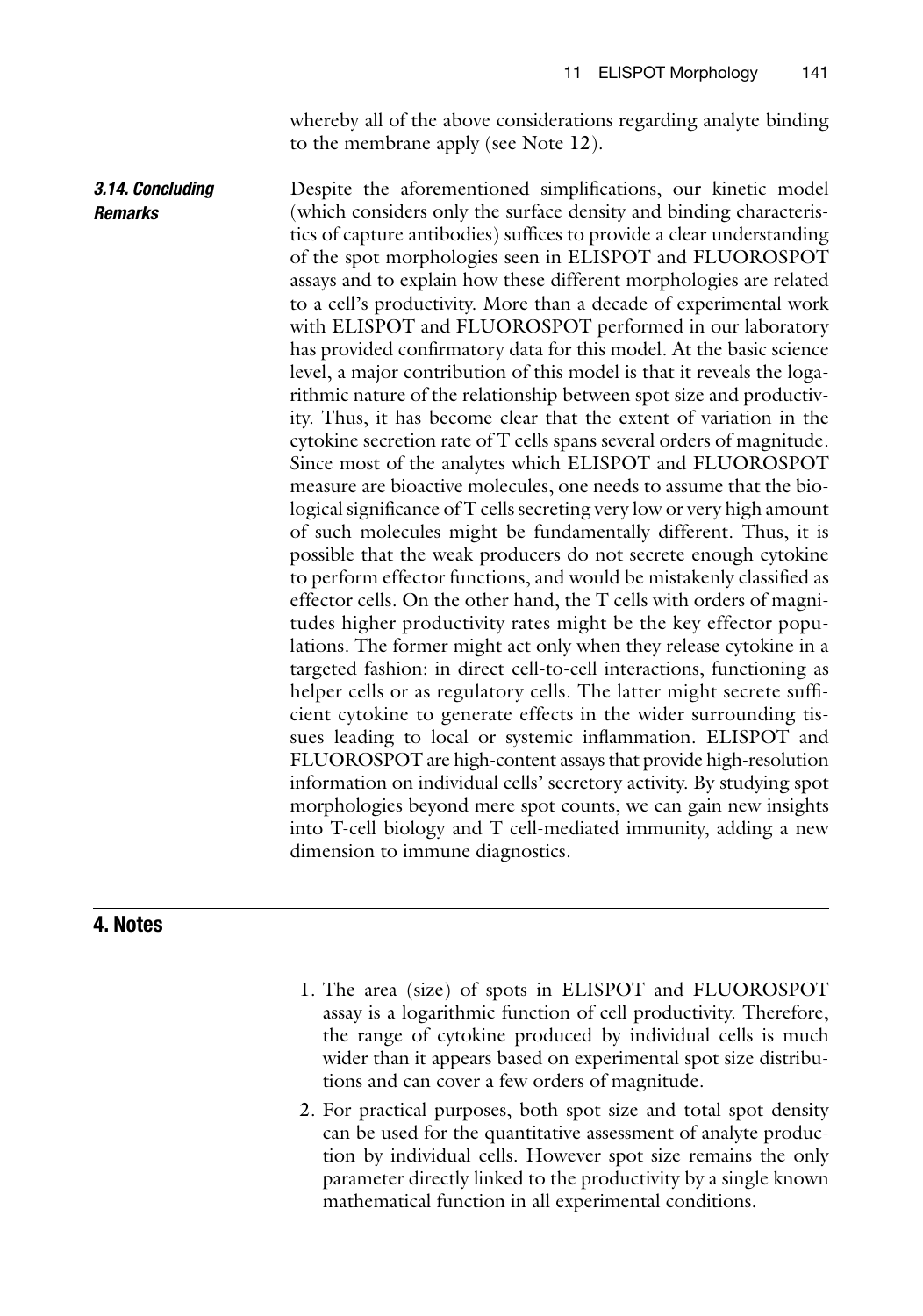whereby all of the above considerations regarding analyte binding to the membrane apply (see Note 12).

### *3.14. Concluding Remarks*

Despite the aforementioned simplifications, our kinetic model (which considers only the surface density and binding characteristics of capture antibodies) suffices to provide a clear understanding of the spot morphologies seen in ELISPOT and FLUOROSPOT assays and to explain how these different morphologies are related to a cell's productivity. More than a decade of experimental work with ELISPOT and FLUOROSPOT performed in our laboratory has provided confirmatory data for this model. At the basic science level, a major contribution of this model is that it reveals the logarithmic nature of the relationship between spot size and productivity. Thus, it has become clear that the extent of variation in the cytokine secretion rate of T cells spans several orders of magnitude. Since most of the analytes which ELISPOT and FLUOROSPOT measure are bioactive molecules, one needs to assume that the biological significance of T cells secreting very low or very high amount of such molecules might be fundamentally different. Thus, it is possible that the weak producers do not secrete enough cytokine to perform effector functions, and would be mistakenly classified as effector cells. On the other hand, the T cells with orders of magnitudes higher productivity rates might be the key effector populations. The former might act only when they release cytokine in a targeted fashion: in direct cell-to-cell interactions, functioning as helper cells or as regulatory cells. The latter might secrete sufficient cytokine to generate effects in the wider surrounding tissues leading to local or systemic inflammation. ELISPOT and FLUOROSPOT are high-content assays that provide high-resolution information on individual cells' secretory activity. By studying spot morphologies beyond mere spot counts, we can gain new insights into T-cell biology and T cell-mediated immunity, adding a new dimension to immune diagnostics.

## 4. Notes

1. The area (size) of spots in ELISPOT and FLUOROSPOT assay is a logarithmic function of cell productivity. Therefore, the range of cytokine produced by individual cells is much wider than it appears based on experimental spot size distributions and can cover a few orders of magnitude.
2. For practical purposes, both spot size and total spot density can be used for the quantitative assessment of analyte production by individual cells. However spot size remains the only parameter directly linked to the productivity by a single known mathematical function in all experimental conditions.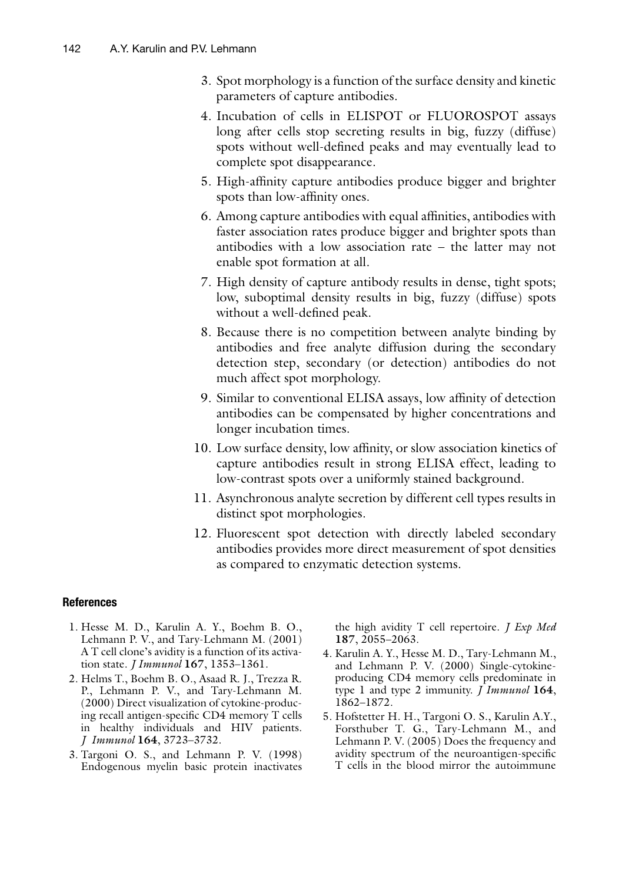3. Spot morphology is a function of the surface density and kinetic parameters of capture antibodies.
4. Incubation of cells in ELISPOT or FLUOROSPOT assays long after cells stop secreting results in big, fuzzy (diffuse) spots without well-defined peaks and may eventually lead to complete spot disappearance.
5. High-affinity capture antibodies produce bigger and brighter spots than low-affinity ones.
6. Among capture antibodies with equal affinities, antibodies with faster association rates produce bigger and brighter spots than antibodies with a low association rate – the latter may not enable spot formation at all.
7. High density of capture antibody results in dense, tight spots; low, suboptimal density results in big, fuzzy (diffuse) spots without a well-defined peak.
8. Because there is no competition between analyte binding by antibodies and free analyte diffusion during the secondary detection step, secondary (or detection) antibodies do not much affect spot morphology.
9. Similar to conventional ELISA assays, low affinity of detection antibodies can be compensated by higher concentrations and longer incubation times.
10. Low surface density, low affinity, or slow association kinetics of capture antibodies result in strong ELISA effect, leading to low-contrast spots over a uniformly stained background.
11. Asynchronous analyte secretion by different cell types results in distinct spot morphologies.
12. Fluorescent spot detection with directly labeled secondary antibodies provides more direct measurement of spot densities as compared to enzymatic detection systems.

## References

1. Hesse M. D., Karulin A. Y., Boehm B. O., Lehmann P. V., and Tary-Lehmann M. (2001) A T cell clone's avidity is a function of its activation state. *J Immunol* **167**, 1353–1361.
2. Helms T., Boehm B. O., Asaad R. J., Trezza R. P., Lehmann P. V., and Tary-Lehmann M. (2000) Direct visualization of cytokine-producing recall antigen-specific CD4 memory T cells in healthy individuals and HIV patients. *J Immunol* **164**, 3723–3732.
3. Targoni O. S., and Lehmann P. V. (1998) Endogenous myelin basic protein inactivates the high avidity T cell repertoire. *J Exp Med* **187**, 2055–2063.
4. Karulin A. Y., Hesse M. D., Tary-Lehmann M., and Lehmann P. V. (2000) Single-cytokine-producing CD4 memory cells predominate in type 1 and type 2 immunity. *J Immunol* **164**, 1862–1872.
5. Hofstetter H. H., Targoni O. S., Karulin A.Y., Forsthuber T. G., Tary-Lehmann M., and Lehmann P. V. (2005) Does the frequency and avidity spectrum of the neuroantigen-specific T cells in the blood mirror the autoimmune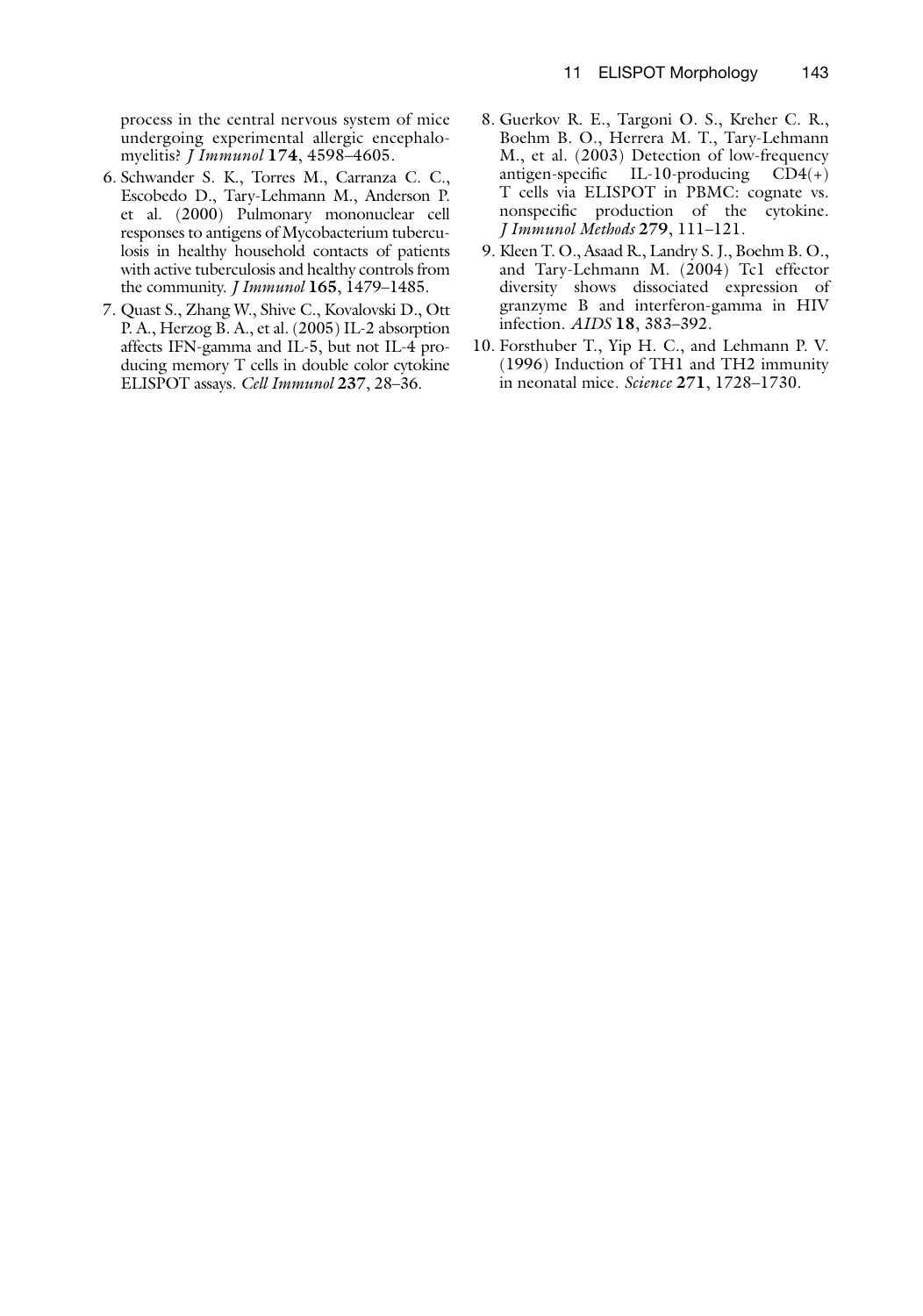process in the central nervous system of mice undergoing experimental allergic encephalomyelitis? *J Immunol* **174**, 4598–4605.

6. Schwander S. K., Torres M., Carranza C. C., Escobedo D., Tary-Lehmann M., Anderson P. et al. (2000) Pulmonary mononuclear cell responses to antigens of Mycobacterium tuberculosis in healthy household contacts of patients with active tuberculosis and healthy controls from the community. *J Immunol* **165**, 1479–1485.
7. Quast S., Zhang W., Shive C., Kovalovski D., Ott P. A., Herzog B. A., et al. (2005) IL-2 absorption affects IFN-gamma and IL-5, but not IL-4 producing memory T cells in double color cytokine ELISPOT assays. *Cell Immunol* **237**, 28–36.
8. Guerkov R. E., Targoni O. S., Kreher C. R., Boehm B. O., Herrera M. T., Tary-Lehmann M., et al. (2003) Detection of low-frequency antigen-specific IL-10-producing CD4(+) T cells via ELISPOT in PBMC: cognate vs. nonspecific production of the cytokine. *J Immunol Methods* **279**, 111–121.
9. Kleen T. O., Asaad R., Landry S. J., Boehm B. O., and Tary-Lehmann M. (2004) Tc1 effector diversity shows dissociated expression of granzyme B and interferon-gamma in HIV infection. *AIDS* **18**, 383–392.
10. Forsthuber T., Yip H. C., and Lehmann P. V. (1996) Induction of TH1 and TH2 immunity in neonatal mice. *Science* **271**, 1728–1730.